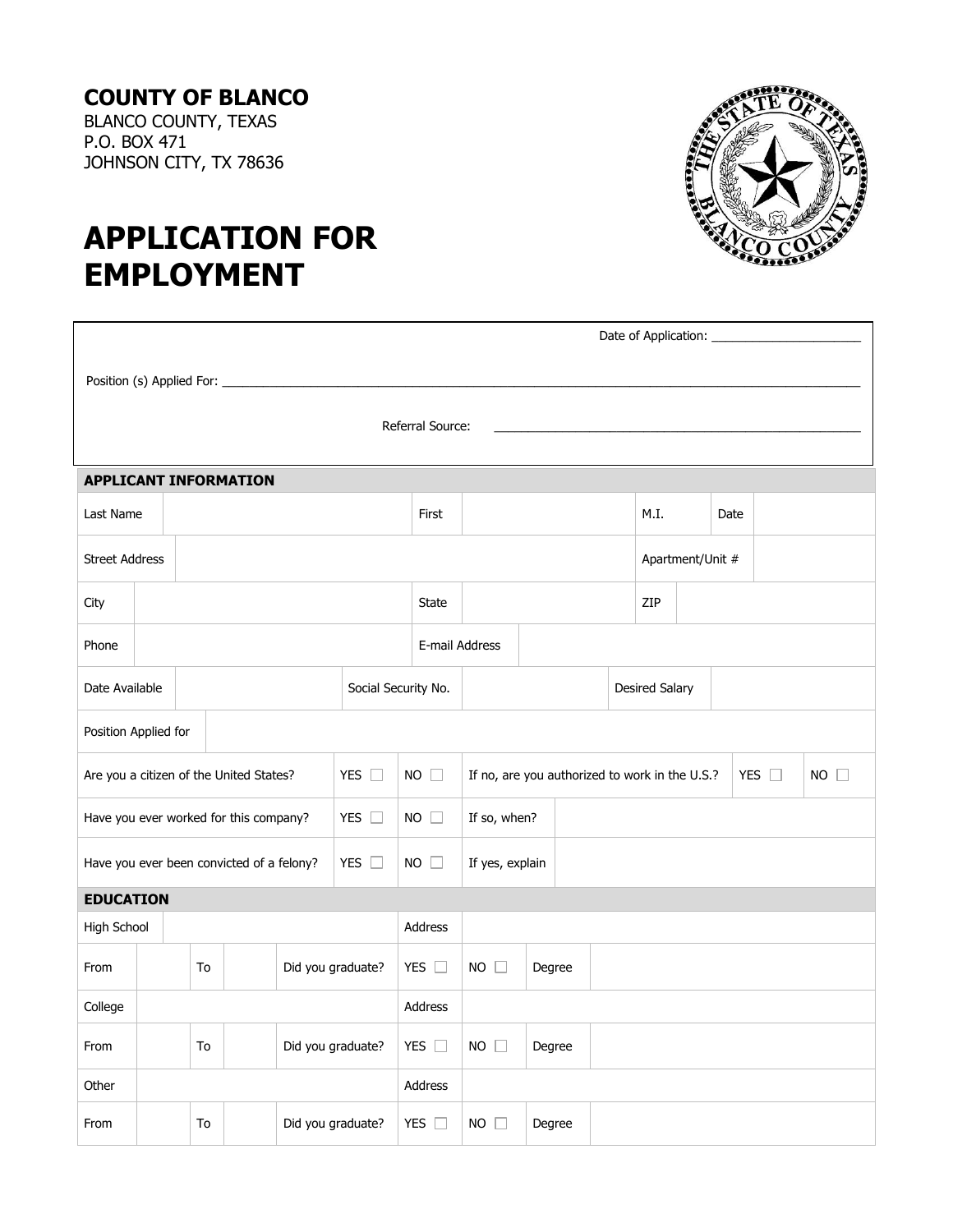**COUNTY OF BLANCO**
BLANCO COUNTY, TEXAS
P.O. BOX 471
JOHNSON CITY, TX 78636

# APPLICATION FOR EMPLOYMENT

Date of Application: ______________________

Position (s) Applied For: ______________________________________________________________________________________

Referral Source: ______________________________________________________

## APPLICANT INFORMATION

| Last Name | | First | | M.I. | | Date | |
|---|---|---|---|---|---|---|---|
| Street Address | | | | Apartment/Unit # | | | |
| City | | State | | ZIP | | | |
| Phone | | E-mail Address | | | | | |
| Date Available | | Social Security No. | | Desired Salary | | | |
| Position Applied for | | | | | | | |

| Are you a citizen of the United States? | YES ☐ | NO ☐ | If no, are you authorized to work in the U.S.? | YES ☐ | NO ☐ |
|---|---|---|---|---|---|
| Have you ever worked for this company? | YES ☐ | NO ☐ | If so, when? | | |
| Have you ever been convicted of a felony? | YES ☐ | NO ☐ | If yes, explain | | |

## EDUCATION

| High School | | | | Address | | | |
|---|---|---|---|---|---|---|---|
| From | | To | | Did you graduate? | YES ☐ | NO ☐ | Degree |
| College | | | | Address | | | |
| From | | To | | Did you graduate? | YES ☐ | NO ☐ | Degree |
| Other | | | | Address | | | |
| From | | To | | Did you graduate? | YES ☐ | NO ☐ | Degree |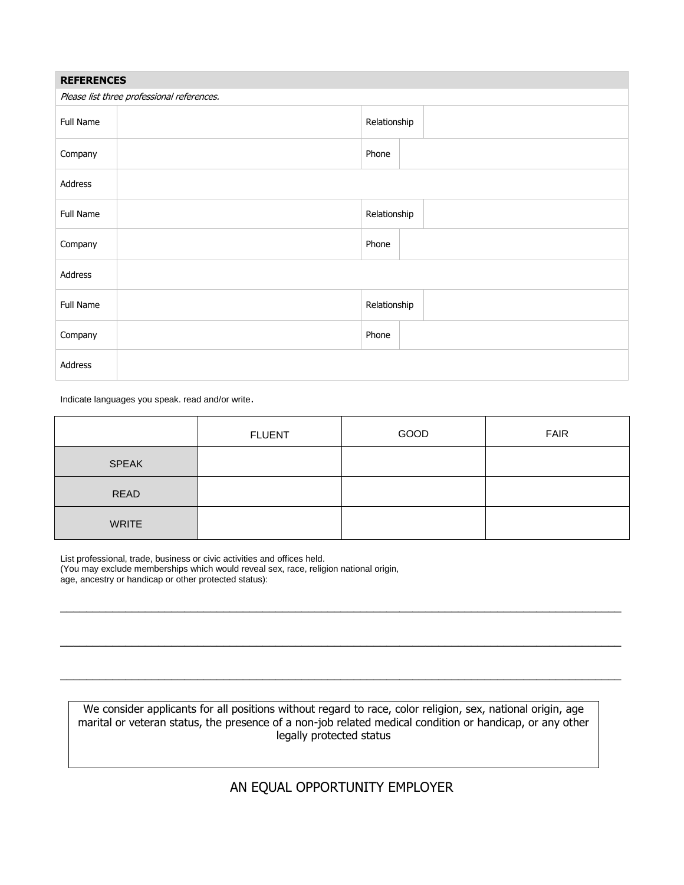| **REFERENCES** | | | |
|---|---|---|---|
| *Please list three professional references.* | | | |
| Full Name | | Relationship | |
| Company | | Phone | |
| Address | | | |
| Full Name | | Relationship | |
| Company | | Phone | |
| Address | | | |
| Full Name | | Relationship | |
| Company | | Phone | |
| Address | | | |

Indicate languages you speak. read and/or write.

| | FLUENT | GOOD | FAIR |
|---|---|---|---|
| SPEAK | | | |
| READ | | | |
| WRITE | | | |

List professional, trade, business or civic activities and offices held.
(You may exclude memberships which would reveal sex, race, religion national origin, age, ancestry or handicap or other protected status):

_______________________________________________________________________________

_______________________________________________________________________________

_______________________________________________________________________________

We consider applicants for all positions without regard to race, color religion, sex, national origin, age marital or veteran status, the presence of a non-job related medical condition or handicap, or any other legally protected status

AN EQUAL OPPORTUNITY EMPLOYER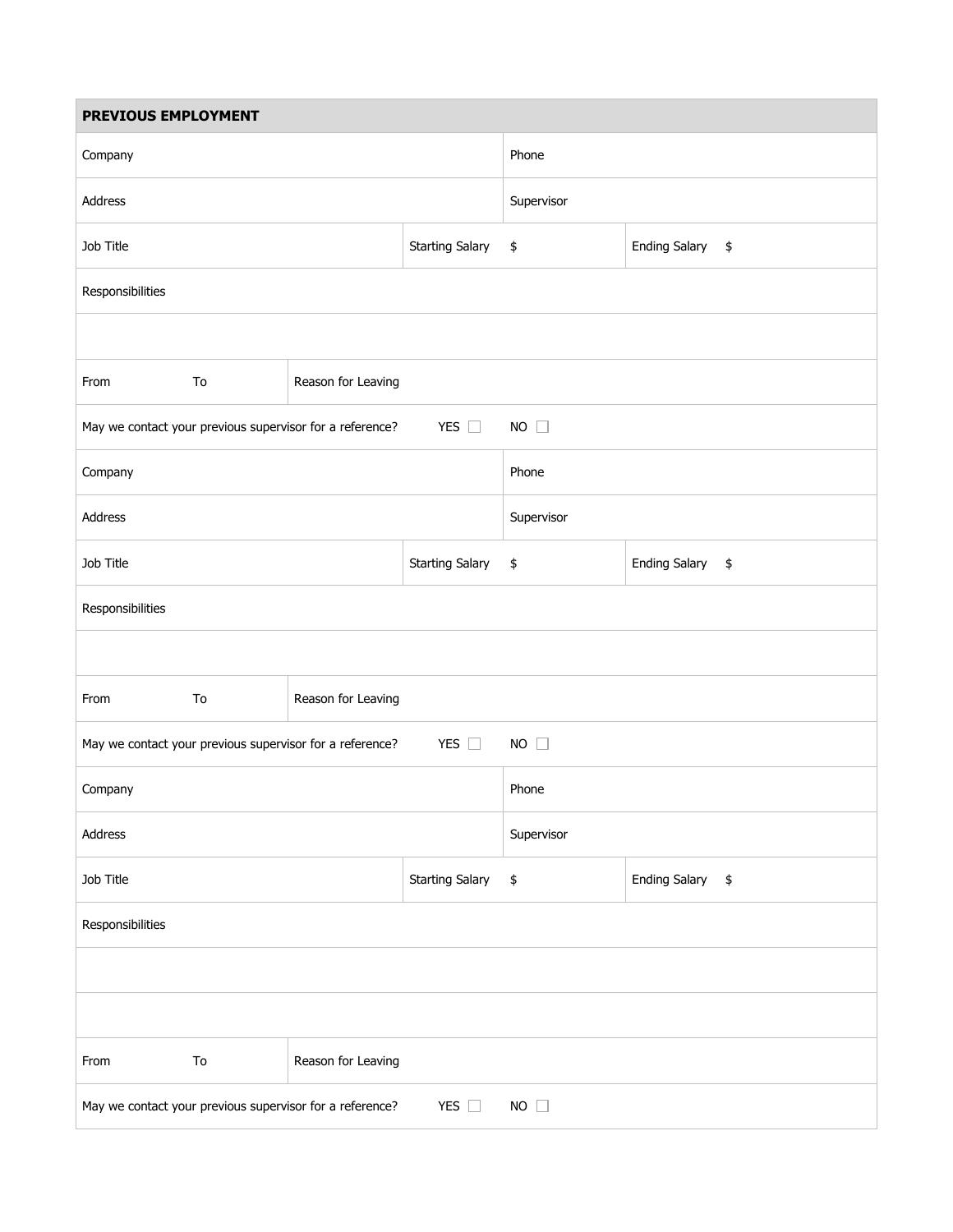## PREVIOUS EMPLOYMENT

| | | | | | |
|---|---|---|---|---|---|
| Company | | | Phone | | |
| Address | | | Supervisor | | |
| Job Title | | Starting Salary | $ | Ending Salary | $ |
| Responsibilities | | | | | |
| | | | | | |
| From | To | Reason for Leaving | | | |
| May we contact your previous supervisor for a reference? | | | YES ☐ | NO ☐ | |
| Company | | | Phone | | |
| Address | | | Supervisor | | |
| Job Title | | Starting Salary | $ | Ending Salary | $ |
| Responsibilities | | | | | |
| | | | | | |
| From | To | Reason for Leaving | | | |
| May we contact your previous supervisor for a reference? | | | YES ☐ | NO ☐ | |
| Company | | | Phone | | |
| Address | | | Supervisor | | |
| Job Title | | Starting Salary | $ | Ending Salary | $ |
| Responsibilities | | | | | |
| | | | | | |
| | | | | | |
| From | To | Reason for Leaving | | | |
| May we contact your previous supervisor for a reference? | | | YES ☐ | NO ☐ | |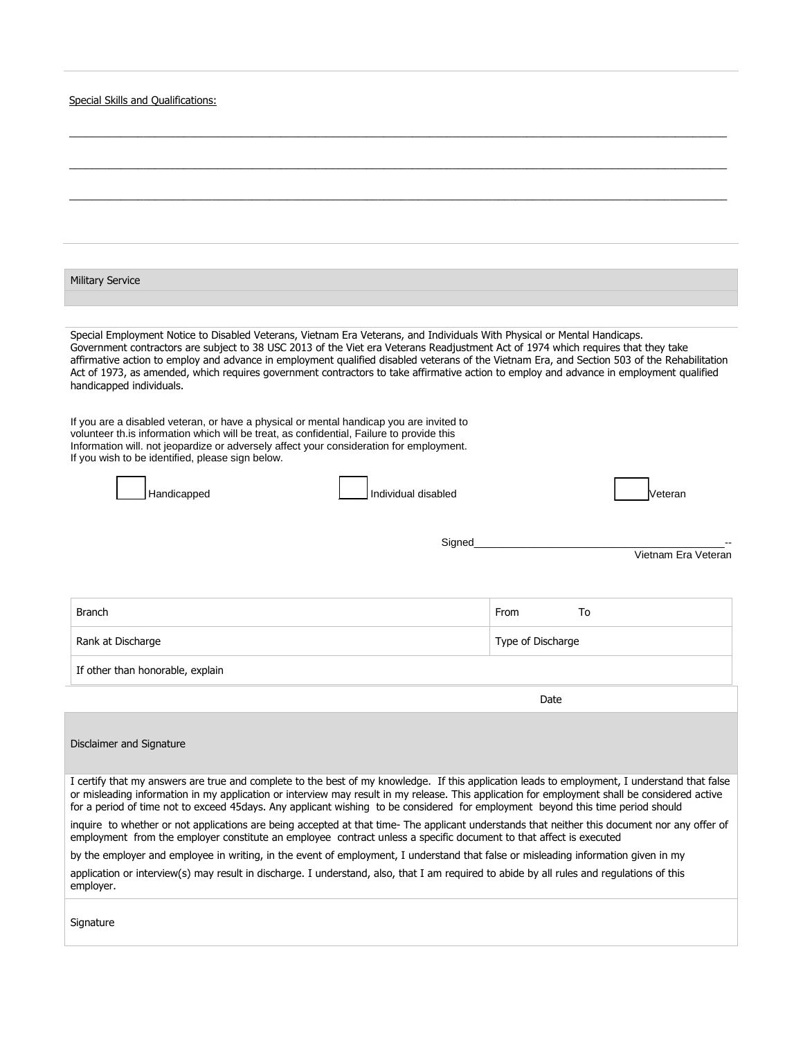Special Skills and Qualifications:

\_\_\_\_\_\_\_\_\_\_\_\_\_\_\_\_\_\_\_\_\_\_\_\_\_\_\_\_\_\_\_\_\_\_\_\_\_\_\_\_\_\_\_\_\_\_\_\_\_\_\_\_\_\_\_\_\_\_\_\_\_\_\_\_\_\_\_\_\_\_\_\_\_\_\_\_\_\_

\_\_\_\_\_\_\_\_\_\_\_\_\_\_\_\_\_\_\_\_\_\_\_\_\_\_\_\_\_\_\_\_\_\_\_\_\_\_\_\_\_\_\_\_\_\_\_\_\_\_\_\_\_\_\_\_\_\_\_\_\_\_\_\_\_\_\_\_\_\_\_\_\_\_\_\_\_\_

\_\_\_\_\_\_\_\_\_\_\_\_\_\_\_\_\_\_\_\_\_\_\_\_\_\_\_\_\_\_\_\_\_\_\_\_\_\_\_\_\_\_\_\_\_\_\_\_\_\_\_\_\_\_\_\_\_\_\_\_\_\_\_\_\_\_\_\_\_\_\_\_\_\_\_\_\_\_

## Military Service

Special Employment Notice to Disabled Veterans, Vietnam Era Veterans, and Individuals With Physical or Mental Handicaps.
Government contractors are subject to 38 USC 2013 of the Viet era Veterans Readjustment Act of 1974 which requires that they take affirmative action to employ and advance in employment qualified disabled veterans of the Vietnam Era, and Section 503 of the Rehabilitation Act of 1973, as amended, which requires government contractors to take affirmative action to employ and advance in employment qualified handicapped individuals.

If you are a disabled veteran, or have a physical or mental handicap you are invited to volunteer th.is information which will be treat, as confidential, Failure to provide this Information will. not jeopardize or adversely affect your consideration for employment. If you wish to be identified, please sign below.

☐ Handicapped ☐ Individual disabled ☐ Veteran

Signed\_\_\_\_\_\_\_\_\_\_\_\_\_\_\_\_\_\_\_\_\_\_\_\_\_\_\_\_\_\_\_\_\_\_\_\_\_\_--
Vietnam Era Veteran

| Branch | From To |
|---|---|
| Rank at Discharge | Type of Discharge |
| If other than honorable, explain | |
| | Date |

## Disclaimer and Signature

I certify that my answers are true and complete to the best of my knowledge. If this application leads to employment, I understand that false or misleading information in my application or interview may result in my release. This application for employment shall be considered active for a period of time not to exceed 45days. Any applicant wishing to be considered for employment beyond this time period should

inquire to whether or not applications are being accepted at that time- The applicant understands that neither this document nor any offer of employment from the employer constitute an employee contract unless a specific document to that affect is executed

by the employer and employee in writing, in the event of employment, I understand that false or misleading information given in my

application or interview(s) may result in discharge. I understand, also, that I am required to abide by all rules and regulations of this employer.

Signature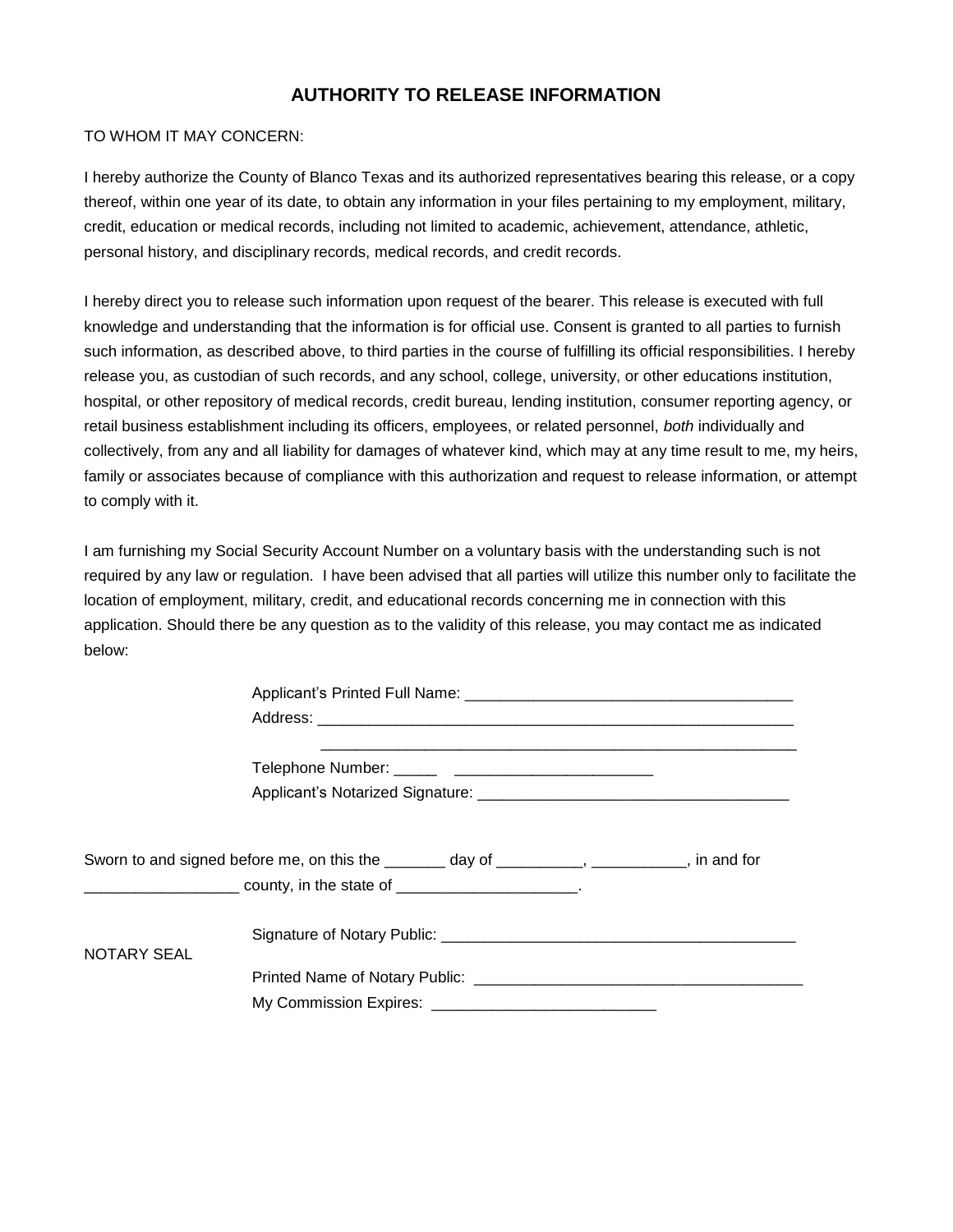# AUTHORITY TO RELEASE INFORMATION

TO WHOM IT MAY CONCERN:

I hereby authorize the County of Blanco Texas and its authorized representatives bearing this release, or a copy thereof, within one year of its date, to obtain any information in your files pertaining to my employment, military, credit, education or medical records, including not limited to academic, achievement, attendance, athletic, personal history, and disciplinary records, medical records, and credit records.

I hereby direct you to release such information upon request of the bearer. This release is executed with full knowledge and understanding that the information is for official use. Consent is granted to all parties to furnish such information, as described above, to third parties in the course of fulfilling its official responsibilities. I hereby release you, as custodian of such records, and any school, college, university, or other educations institution, hospital, or other repository of medical records, credit bureau, lending institution, consumer reporting agency, or retail business establishment including its officers, employees, or related personnel, *both* individually and collectively, from any and all liability for damages of whatever kind, which may at any time result to me, my heirs, family or associates because of compliance with this authorization and request to release information, or attempt to comply with it.

I am furnishing my Social Security Account Number on a voluntary basis with the understanding such is not required by any law or regulation. I have been advised that all parties will utilize this number only to facilitate the location of employment, military, credit, and educational records concerning me in connection with this application. Should there be any question as to the validity of this release, you may contact me as indicated below:

Applicant's Printed Full Name: ______________________________________

Address: ________________________________________________________

________________________________________________________

Telephone Number: _____ _______________________

Applicant's Notarized Signature: ___________________________________

Sworn to and signed before me, on this the _______ day of __________, ___________, in and for __________________ county, in the state of _____________________.

NOTARY SEAL

Signature of Notary Public: ________________________________________

Printed Name of Notary Public: ______________________________________

My Commission Expires: __________________________